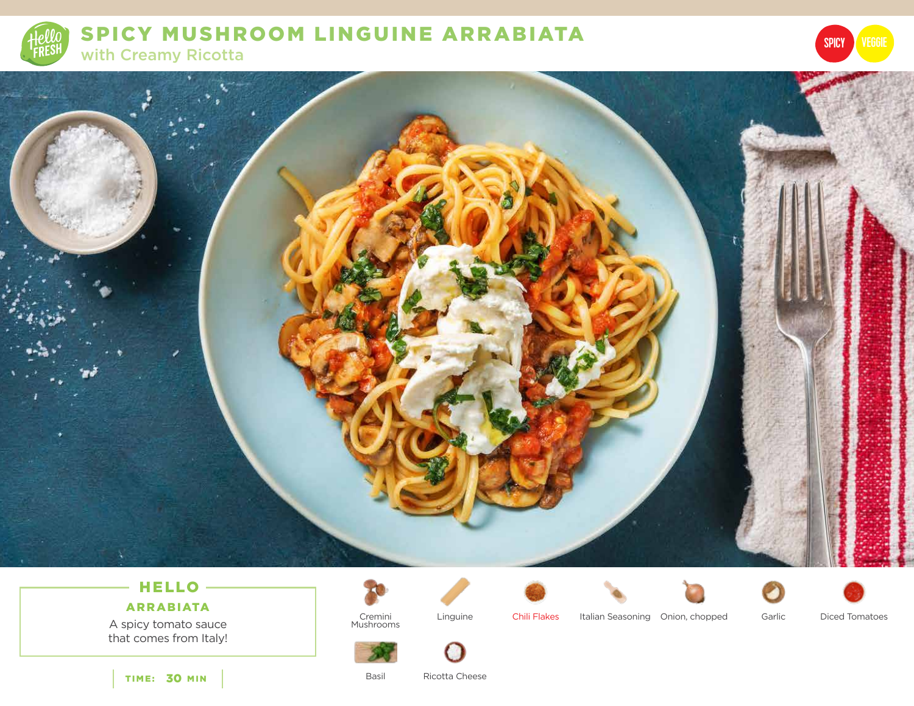# SPICY MUSHROOM LINGUINE ARRABIATA

## with Creamy Ricotta

SPICY VEGGIE

### HELLO ARRABIATA

A spicy tomato sauce that comes from Italy!

TIME: 30 MIN

- Cremini Mushrooms
- Linguine
- Chili Flakes
- Italian Seasoning
- Onion, chopped
- Garlic
- Diced Tomatoes
- Basil
- Ricotta Cheese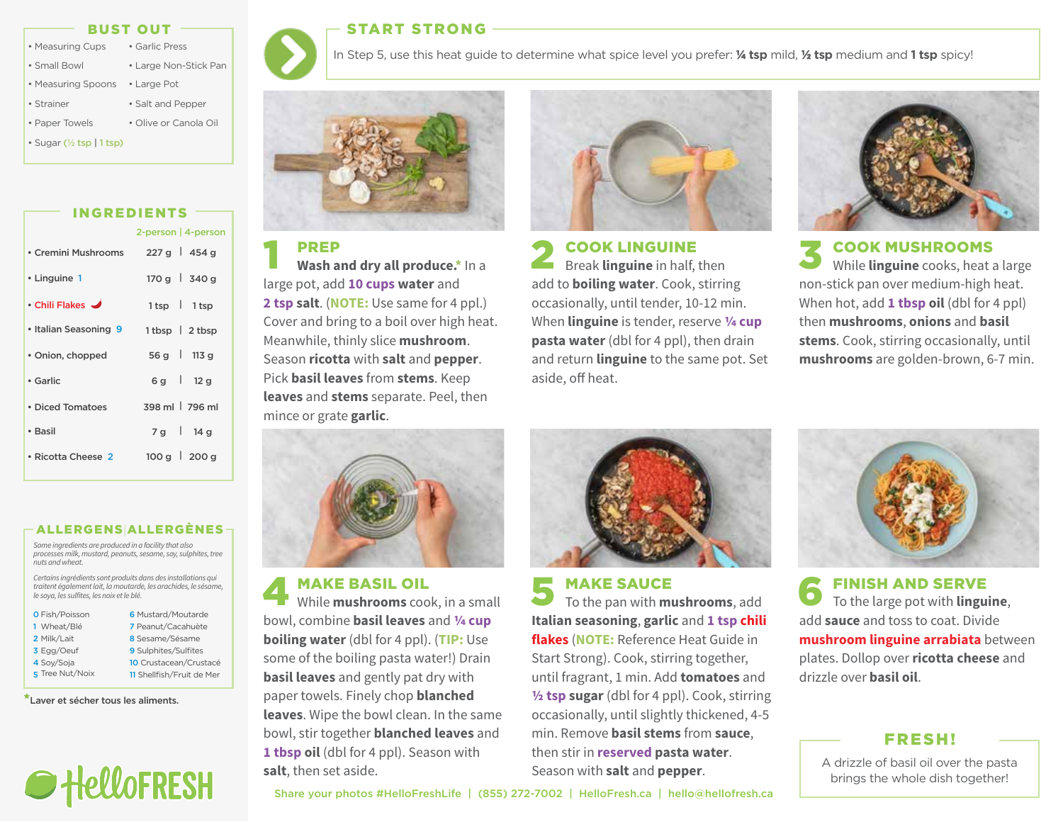## BUST OUT

- Measuring Cups
- Small Bowl
- Measuring Spoons
- Strainer
- Paper Towels
- Sugar (½ tsp | 1 tsp)
- Garlic Press
- Large Non-Stick Pan
- Large Pot
- Salt and Pepper
- Olive or Canola Oil

## INGREDIENTS

| | 2-person | 4-person |
|---|---|---|
| Cremini Mushrooms | 227 g | 454 g |
| Linguine 1 | 170 g | 340 g |
| Chili Flakes | 1 tsp | 1 tsp |
| Italian Seasoning 9 | 1 tbsp | 2 tbsp |
| Onion, chopped | 56 g | 113 g |
| Garlic | 6 g | 12 g |
| Diced Tomatoes | 398 ml | 796 ml |
| Basil | 7 g | 14 g |
| Ricotta Cheese 2 | 100 g | 200 g |

## ALLERGENS|ALLERGÈNES

*Some ingredients are produced in a facility that also processes milk, mustard, peanuts, sesame, soy, sulphites, tree nuts and wheat.*

*Certains ingrédients sont produits dans des installations qui traitent également lait, la moutarde, les arachides, le sésame, le soya, les sulfites, les noix et le blé.*

- 0 Fish/Poisson
- 1 Wheat/Blé
- 2 Milk/Lait
- 3 Egg/Oeuf
- 4 Soy/Soja
- 5 Tree Nut/Noix
- 6 Mustard/Moutarde
- 7 Peanut/Cacahuète
- 8 Sesame/Sésame
- 9 Sulphites/Sulfites
- 10 Crustacean/Crustacé
- 11 Shellfish/Fruit de Mer

*Laver et sécher tous les aliments.

HelloFRESH

## START STRONG

In Step 5, use this heat guide to determine what spice level you prefer: **¼ tsp** mild, **½ tsp** medium and **1 tsp** spicy!

## 1 PREP

**Wash and dry all produce.*** In a large pot, add **10 cups water** and **2 tsp salt**. (**NOTE:** Use same for 4 ppl.) Cover and bring to a boil over high heat. Meanwhile, thinly slice **mushroom**. Season **ricotta** with **salt** and **pepper**. Pick **basil leaves** from **stems**. Keep **leaves** and **stems** separate. Peel, then mince or grate **garlic**.

## 2 COOK LINGUINE

Break **linguine** in half, then add to **boiling water**. Cook, stirring occasionally, until tender, 10-12 min. When **linguine** is tender, reserve **¼ cup pasta water** (dbl for 4 ppl), then drain and return **linguine** to the same pot. Set aside, off heat.

## 3 COOK MUSHROOMS

While **linguine** cooks, heat a large non-stick pan over medium-high heat. When hot, add **1 tbsp oil** (dbl for 4 ppl) then **mushrooms**, **onions** and **basil stems**. Cook, stirring occasionally, until **mushrooms** are golden-brown, 6-7 min.

## 4 MAKE BASIL OIL

While **mushrooms** cook, in a small bowl, combine **basil leaves** and **¼ cup boiling water** (dbl for 4 ppl). (**TIP:** Use some of the boiling pasta water!) Drain **basil leaves** and gently pat dry with paper towels. Finely chop **blanched leaves**. Wipe the bowl clean. In the same bowl, stir together **blanched leaves** and **1 tbsp oil** (dbl for 4 ppl). Season with **salt**, then set aside.

## 5 MAKE SAUCE

To the pan with **mushrooms**, add **Italian seasoning**, **garlic** and **1 tsp chili flakes** (**NOTE:** Reference Heat Guide in Start Strong). Cook, stirring together, until fragrant, 1 min. Add **tomatoes** and **½ tsp sugar** (dbl for 4 ppl). Cook, stirring occasionally, until slightly thickened, 4-5 min. Remove **basil stems** from **sauce**, then stir in **reserved pasta water**. Season with **salt** and **pepper**.

## 6 FINISH AND SERVE

To the large pot with **linguine**, add **sauce** and toss to coat. Divide **mushroom linguine arrabiata** between plates. Dollop over **ricotta cheese** and drizzle over **basil oil**.

## FRESH!

A drizzle of basil oil over the pasta brings the whole dish together!

Share your photos #HelloFreshLife | (855) 272-7002 | HelloFresh.ca | hello@hellofresh.ca